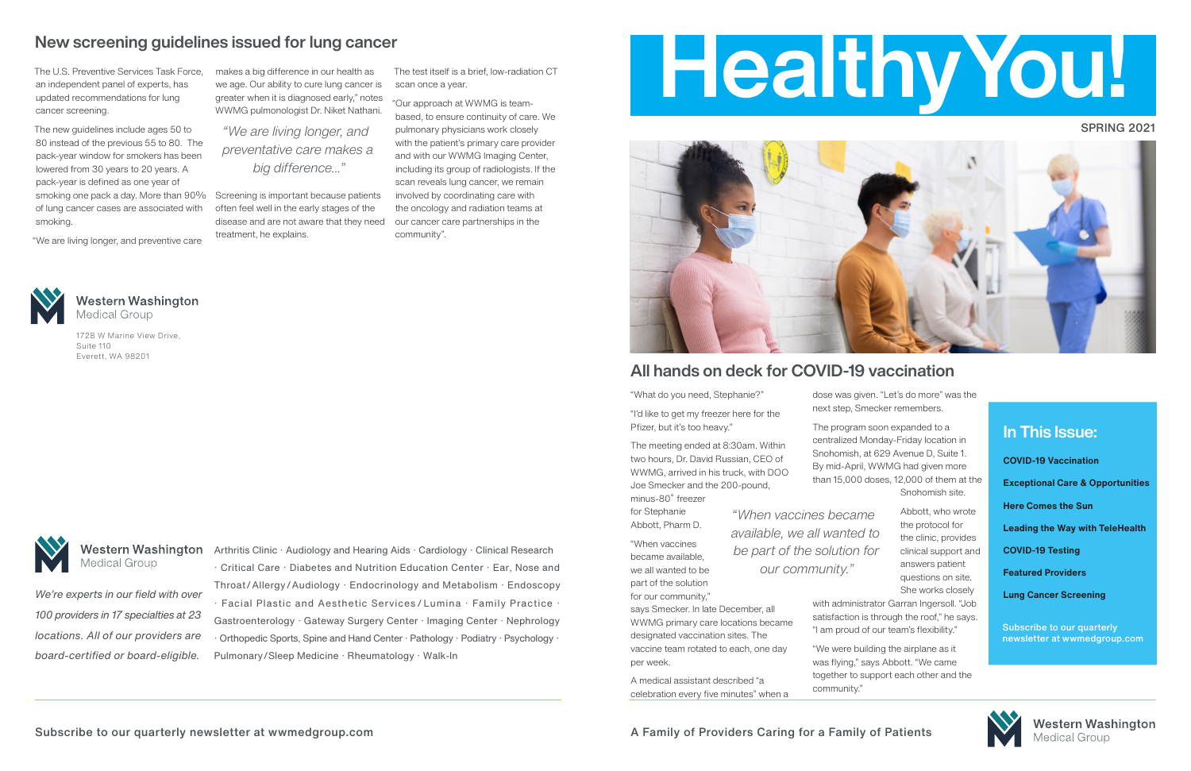## New screening guidelines issued for lung cancer

The U.S. Preventive Services Task Force, an independent panel of experts, has updated recommendations for lung cancer screening.

The new guidelines include ages 50 to 80 instead of the previous 55 to 80. The pack-year window for smokers has been lowered from 30 years to 20 years. A pack-year is defined as one year of smoking one pack a day. More than 90% of lung cancer cases are associated with smoking.

"We are living longer, and preventive care makes a big difference in our health as we age. Our ability to cure lung cancer is greater when it is diagnosed early," notes WWMG pulmonologist Dr. Niket Nathani.

*"We are living longer, and preventative care makes a big difference..."*

Screening is important because patients often feel well in the early stages of the disease and are not aware that they need treatment, he explains.

The test itself is a brief, low-radiation CT scan once a year.

"Our approach at WWMG is team-based, to ensure continuity of care. We pulmonary physicians work closely with the patient's primary care provider and with our WWMG Imaging Center, including its group of radiologists. If the scan reveals lung cancer, we remain involved by coordinating care with the oncology and radiation teams at our cancer care partnerships in the community".

**Western Washington** Medical Group

1728 W Marine View Drive,
Suite 110
Everett, WA 98201

**Western Washington** Medical Group

*We're experts in our field with over 100 providers in 17 specialties at 23 locations. All of our providers are board-certified or board-eligible.*

Arthritis Clinic · Audiology and Hearing Aids · Cardiology · Clinical Research · Critical Care · Diabetes and Nutrition Education Center · Ear, Nose and Throat/Allergy/Audiology · Endocrinology and Metabolism · Endoscopy · Facial Plastic and Aesthetic Services/Lumina · Family Practice · Gastroenterology · Gateway Surgery Center · Imaging Center · Nephrology · Orthopedic Sports, Spine and Hand Center · Pathology · Podiatry · Psychology · Pulmonary/Sleep Medicine · Rheumatology · Walk-In

Subscribe to our quarterly newsletter at wwmedgroup.com

# Healthy You!

SPRING 2021

## All hands on deck for COVID-19 vaccination

"What do you need, Stephanie?"

"I'd like to get my freezer here for the Pfizer, but it's too heavy."

The meeting ended at 8:30am. Within two hours, Dr. David Russian, CEO of WWMG, arrived in his truck, with DOO Joe Smecker and the 200-pound, minus-80° freezer for Stephanie Abbott, Pharm D.

"When vaccines became available, we all wanted to be part of the solution for our community," says Smecker. In late December, all WWMG primary care locations became designated vaccination sites. The vaccine team rotated to each, one day per week.

A medical assistant described "a celebration every five minutes" when a dose was given. "Let's do more" was the next step, Smecker remembers.

The program soon expanded to a centralized Monday-Friday location in Snohomish, at 629 Avenue D, Suite 1. By mid-April, WWMG had given more than 15,000 doses, 12,000 of them at the Snohomish site.

*"When vaccines became available, we all wanted to be part of the solution for our community."*

Abbott, who wrote the protocol for the clinic, provides clinical support and answers patient questions on site. She works closely with administrator Garran Ingersoll. "Job satisfaction is through the roof," he says. "I am proud of our team's flexibility."

"We were building the airplane as it was flying," says Abbott. "We came together to support each other and the community."

### In This Issue:

- **COVID-19 Vaccination**
- **Exceptional Care & Opportunities**
- **Here Comes the Sun**
- **Leading the Way with TeleHealth**
- **COVID-19 Testing**
- **Featured Providers**
- **Lung Cancer Screening**

Subscribe to our quarterly newsletter at wwmedgroup.com

A Family of Providers Caring for a Family of Patients

**Western Washington** Medical Group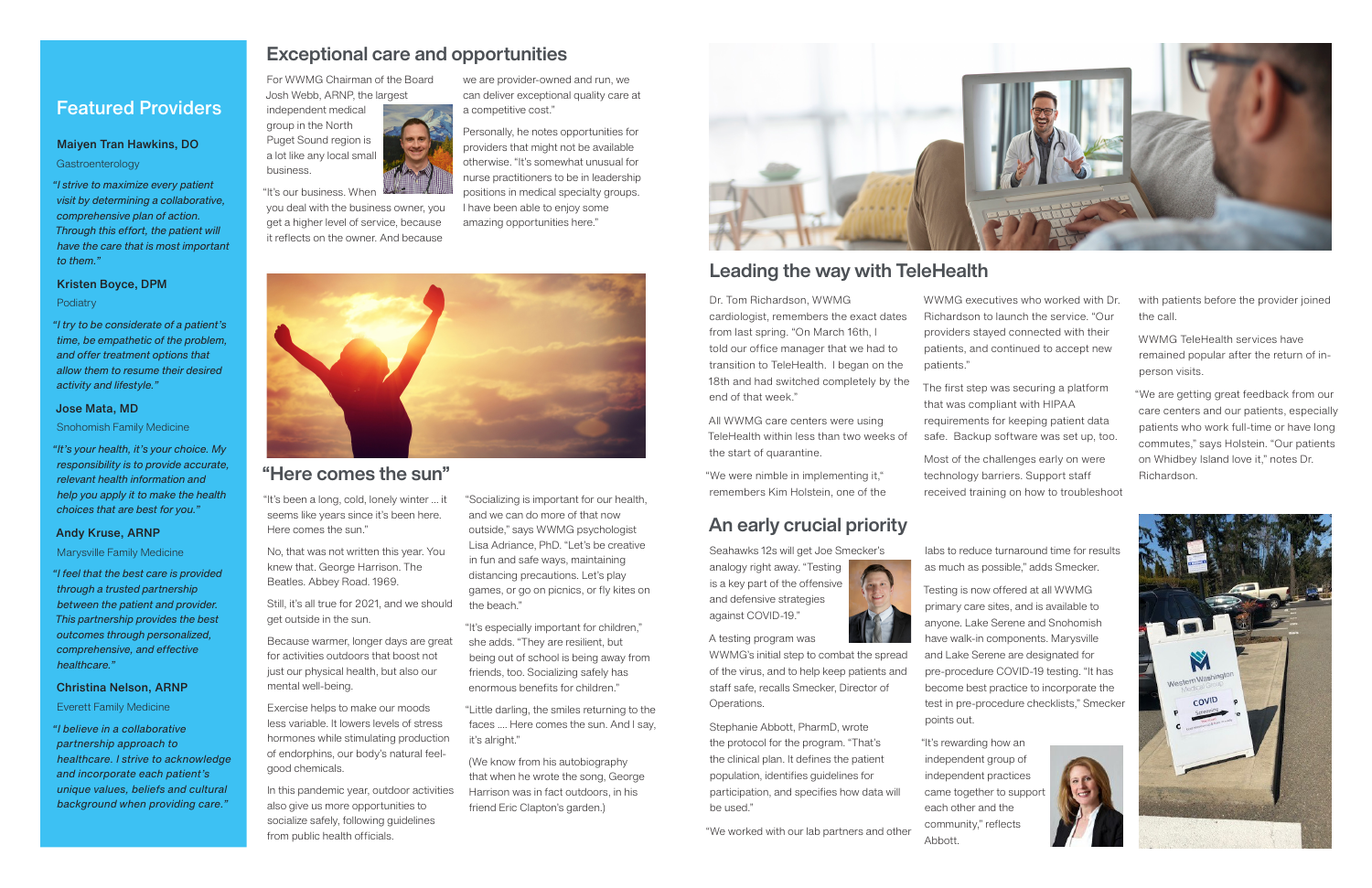## Featured Providers

**Maiyen Tran Hawkins, DO**

Gastroenterology

*"I strive to maximize every patient visit by determining a collaborative, comprehensive plan of action. Through this effort, the patient will have the care that is most important to them."*

**Kristen Boyce, DPM**

Podiatry

*"I try to be considerate of a patient's time, be empathetic of the problem, and offer treatment options that allow them to resume their desired activity and lifestyle."*

**Jose Mata, MD**

Snohomish Family Medicine

*"It's your health, it's your choice. My responsibility is to provide accurate, relevant health information and help you apply it to make the health choices that are best for you."*

**Andy Kruse, ARNP**

Marysville Family Medicine

*"I feel that the best care is provided through a trusted partnership between the patient and provider. This partnership provides the best outcomes through personalized, comprehensive, and effective healthcare."*

**Christina Nelson, ARNP**

Everett Family Medicine

*"I believe in a collaborative partnership approach to healthcare. I strive to acknowledge and incorporate each patient's unique values, beliefs and cultural background when providing care."*

## Exceptional care and opportunities

For WWMG Chairman of the Board Josh Webb, ARNP, the largest independent medical group in the North Puget Sound region is a lot like any local small business.

"It's our business. When you deal with the business owner, you get a higher level of service, because it reflects on the owner. And because we are provider-owned and run, we can deliver exceptional quality care at a competitive cost."

Personally, he notes opportunities for providers that might not be available otherwise. "It's somewhat unusual for nurse practitioners to be in leadership positions in medical specialty groups. I have been able to enjoy some amazing opportunities here."

## "Here comes the sun"

"It's been a long, cold, lonely winter ... it seems like years since it's been here. Here comes the sun."

No, that was not written this year. You knew that. George Harrison. The Beatles. Abbey Road. 1969.

Still, it's all true for 2021, and we should get outside in the sun.

Because warmer, longer days are great for activities outdoors that boost not just our physical health, but also our mental well-being.

Exercise helps to make our moods less variable. It lowers levels of stress hormones while stimulating production of endorphins, our body's natural feel-good chemicals.

In this pandemic year, outdoor activities also give us more opportunities to socialize safely, following guidelines from public health officials.

"Socializing is important for our health, and we can do more of that now outside," says WWMG psychologist Lisa Adriance, PhD. "Let's be creative in fun and safe ways, maintaining distancing precautions. Let's play games, or go on picnics, or fly kites on the beach."

"It's especially important for children," she adds. "They are resilient, but being out of school is being away from friends, too. Socializing safely has enormous benefits for children."

"Little darling, the smiles returning to the faces .... Here comes the sun. And I say, it's alright."

(We know from his autobiography that when he wrote the song, George Harrison was in fact outdoors, in his friend Eric Clapton's garden.)

## Leading the way with TeleHealth

Dr. Tom Richardson, WWMG cardiologist, remembers the exact dates from last spring. "On March 16th, I told our office manager that we had to transition to TeleHealth. I began on the 18th and had switched completely by the end of that week."

All WWMG care centers were using TeleHealth within less than two weeks of the start of quarantine.

"We were nimble in implementing it," remembers Kim Holstein, one of the WWMG executives who worked with Dr. Richardson to launch the service. "Our providers stayed connected with their patients, and continued to accept new patients."

The first step was securing a platform that was compliant with HIPAA requirements for keeping patient data safe. Backup software was set up, too.

Most of the challenges early on were technology barriers. Support staff received training on how to troubleshoot with patients before the provider joined the call.

WWMG TeleHealth services have remained popular after the return of in-person visits.

"We are getting great feedback from our care centers and our patients, especially patients who work full-time or have long commutes," says Holstein. "Our patients on Whidbey Island love it," notes Dr. Richardson.

## An early crucial priority

Seahawks 12s will get Joe Smecker's analogy right away. "Testing is a key part of the offensive and defensive strategies against COVID-19."

A testing program was WWMG's initial step to combat the spread of the virus, and to help keep patients and staff safe, recalls Smecker, Director of Operations.

Stephanie Abbott, PharmD, wrote the protocol for the program. "That's the clinical plan. It defines the patient population, identifies guidelines for participation, and specifies how data will be used."

"We worked with our lab partners and other labs to reduce turnaround time for results as much as possible," adds Smecker.

Testing is now offered at all WWMG primary care sites, and is available to anyone. Lake Serene and Snohomish have walk-in components. Marysville and Lake Serene are designated for pre-procedure COVID-19 testing. "It has become best practice to incorporate the test in pre-procedure checklists," Smecker points out.

"It's rewarding how an independent group of independent practices came together to support each other and the community," reflects Abbott.